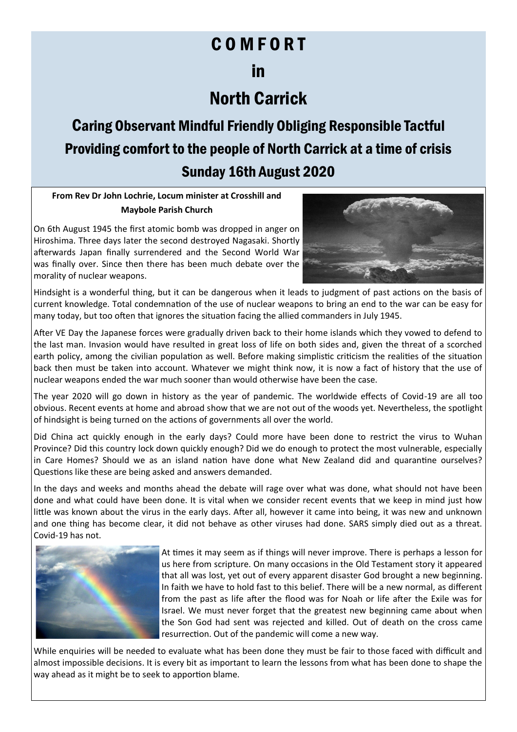# C O M F O R T

# in

# North Carrick

## Caring Observant Mindful Friendly Obliging Responsible Tactful

## Providing comfort to the people of North Carrick at a time of crisis

## Sunday 16th August 2020

**From Rev Dr John Lochrie, Locum minister at Crosshill and Maybole Parish Church**

On 6th August 1945 the first atomic bomb was dropped in anger on Hiroshima. Three days later the second destroyed Nagasaki. Shortly afterwards Japan finally surrendered and the Second World War was finally over. Since then there has been much debate over the morality of nuclear weapons.

Hindsight is a wonderful thing, but it can be dangerous when it leads to judgment of past actions on the basis of current knowledge. Total condemnation of the use of nuclear weapons to bring an end to the war can be easy for many today, but too often that ignores the situation facing the allied commanders in July 1945.

After VE Day the Japanese forces were gradually driven back to their home islands which they vowed to defend to the last man. Invasion would have resulted in great loss of life on both sides and, given the threat of a scorched earth policy, among the civilian population as well. Before making simplistic criticism the realities of the situation back then must be taken into account. Whatever we might think now, it is now a fact of history that the use of nuclear weapons ended the war much sooner than would otherwise have been the case.

The year 2020 will go down in history as the year of pandemic. The worldwide effects of Covid-19 are all too obvious. Recent events at home and abroad show that we are not out of the woods yet. Nevertheless, the spotlight of hindsight is being turned on the actions of governments all over the world.

Did China act quickly enough in the early days? Could more have been done to restrict the virus to Wuhan Province? Did this country lock down quickly enough? Did we do enough to protect the most vulnerable, especially in Care Homes? Should we as an island nation have done what New Zealand did and quarantine ourselves? Questions like these are being asked and answers demanded.

In the days and weeks and months ahead the debate will rage over what was done, what should not have been done and what could have been done. It is vital when we consider recent events that we keep in mind just how little was known about the virus in the early days. After all, however it came into being, it was new and unknown and one thing has become clear, it did not behave as other viruses had done. SARS simply died out as a threat. Covid-19 has not.

At times it may seem as if things will never improve. There is perhaps a lesson for us here from scripture. On many occasions in the Old Testament story it appeared that all was lost, yet out of every apparent disaster God brought a new beginning. In faith we have to hold fast to this belief. There will be a new normal, as different from the past as life after the flood was for Noah or life after the Exile was for Israel. We must never forget that the greatest new beginning came about when the Son God had sent was rejected and killed. Out of death on the cross came resurrection. Out of the pandemic will come a new way.

While enquiries will be needed to evaluate what has been done they must be fair to those faced with difficult and almost impossible decisions. It is every bit as important to learn the lessons from what has been done to shape the way ahead as it might be to seek to apportion blame.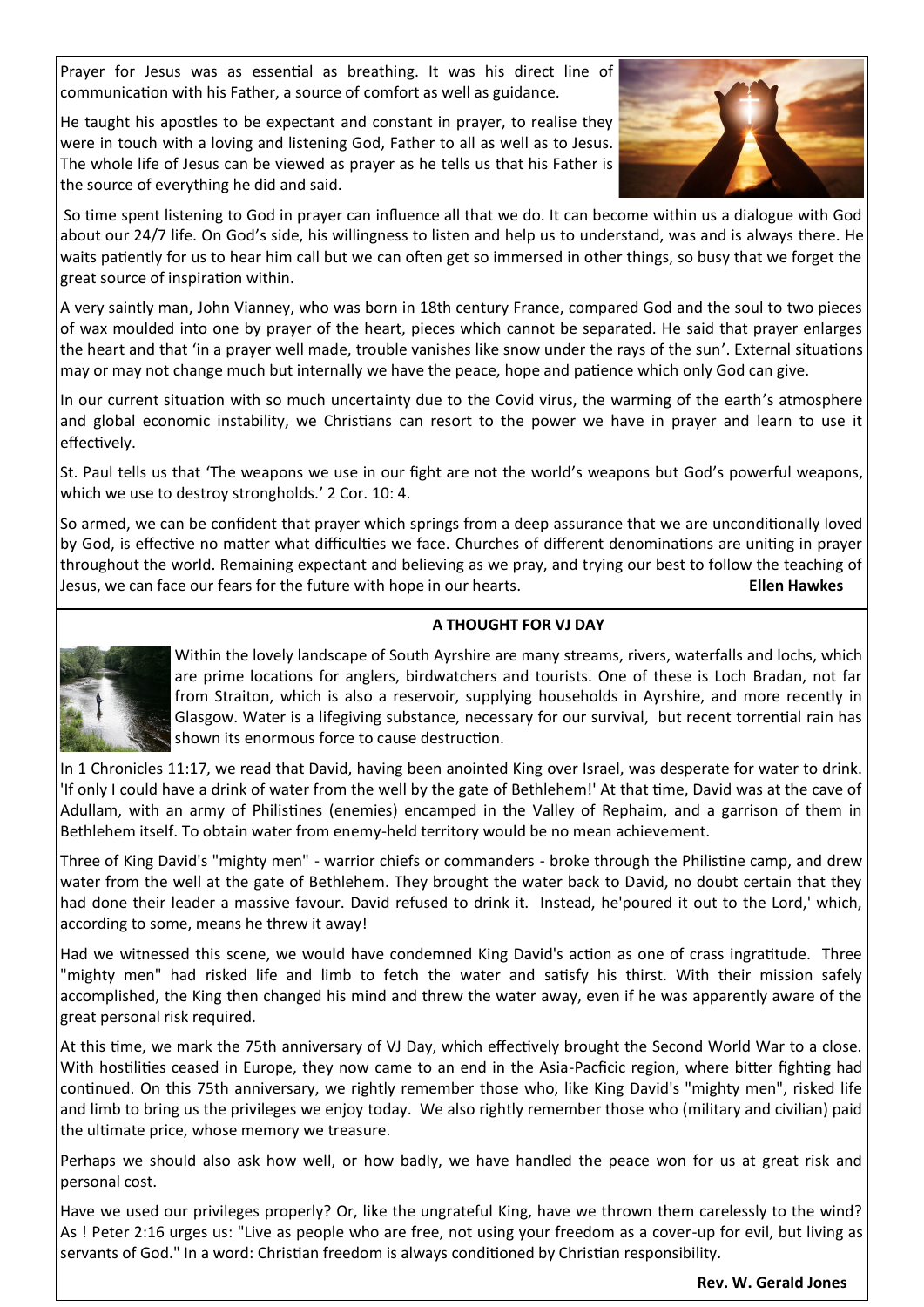Prayer for Jesus was as essential as breathing. It was his direct line of communication with his Father, a source of comfort as well as guidance.

He taught his apostles to be expectant and constant in prayer, to realise they were in touch with a loving and listening God, Father to all as well as to Jesus. The whole life of Jesus can be viewed as prayer as he tells us that his Father is the source of everything he did and said.

So time spent listening to God in prayer can influence all that we do. It can become within us a dialogue with God about our 24/7 life. On God's side, his willingness to listen and help us to understand, was and is always there. He waits patiently for us to hear him call but we can often get so immersed in other things, so busy that we forget the great source of inspiration within.

A very saintly man, John Vianney, who was born in 18th century France, compared God and the soul to two pieces of wax moulded into one by prayer of the heart, pieces which cannot be separated. He said that prayer enlarges the heart and that 'in a prayer well made, trouble vanishes like snow under the rays of the sun'. External situations may or may not change much but internally we have the peace, hope and patience which only God can give.

In our current situation with so much uncertainty due to the Covid virus, the warming of the earth's atmosphere and global economic instability, we Christians can resort to the power we have in prayer and learn to use it effectively.

St. Paul tells us that 'The weapons we use in our fight are not the world's weapons but God's powerful weapons, which we use to destroy strongholds.' 2 Cor. 10: 4.

So armed, we can be confident that prayer which springs from a deep assurance that we are unconditionally loved by God, is effective no matter what difficulties we face. Churches of different denominations are uniting in prayer throughout the world. Remaining expectant and believing as we pray, and trying our best to follow the teaching of Jesus, we can face our fears for the future with hope in our hearts. **Ellen Hawkes**

## A THOUGHT FOR VJ DAY

Within the lovely landscape of South Ayrshire are many streams, rivers, waterfalls and lochs, which are prime locations for anglers, birdwatchers and tourists. One of these is Loch Bradan, not far from Straiton, which is also a reservoir, supplying households in Ayrshire, and more recently in Glasgow. Water is a lifegiving substance, necessary for our survival, but recent torrential rain has shown its enormous force to cause destruction.

In 1 Chronicles 11:17, we read that David, having been anointed King over Israel, was desperate for water to drink. 'If only I could have a drink of water from the well by the gate of Bethlehem!' At that time, David was at the cave of Adullam, with an army of Philistines (enemies) encamped in the Valley of Rephaim, and a garrison of them in Bethlehem itself. To obtain water from enemy-held territory would be no mean achievement.

Three of King David's "mighty men" - warrior chiefs or commanders - broke through the Philistine camp, and drew water from the well at the gate of Bethlehem. They brought the water back to David, no doubt certain that they had done their leader a massive favour. David refused to drink it. Instead, he'poured it out to the Lord,' which, according to some, means he threw it away!

Had we witnessed this scene, we would have condemned King David's action as one of crass ingratitude. Three "mighty men" had risked life and limb to fetch the water and satisfy his thirst. With their mission safely accomplished, the King then changed his mind and threw the water away, even if he was apparently aware of the great personal risk required.

At this time, we mark the 75th anniversary of VJ Day, which effectively brought the Second World War to a close. With hostilities ceased in Europe, they now came to an end in the Asia-Pacficic region, where bitter fighting had continued. On this 75th anniversary, we rightly remember those who, like King David's "mighty men", risked life and limb to bring us the privileges we enjoy today. We also rightly remember those who (military and civilian) paid the ultimate price, whose memory we treasure.

Perhaps we should also ask how well, or how badly, we have handled the peace won for us at great risk and personal cost.

Have we used our privileges properly? Or, like the ungrateful King, have we thrown them carelessly to the wind? As ! Peter 2:16 urges us: "Live as people who are free, not using your freedom as a cover-up for evil, but living as servants of God." In a word: Christian freedom is always conditioned by Christian responsibility.

**Rev. W. Gerald Jones**